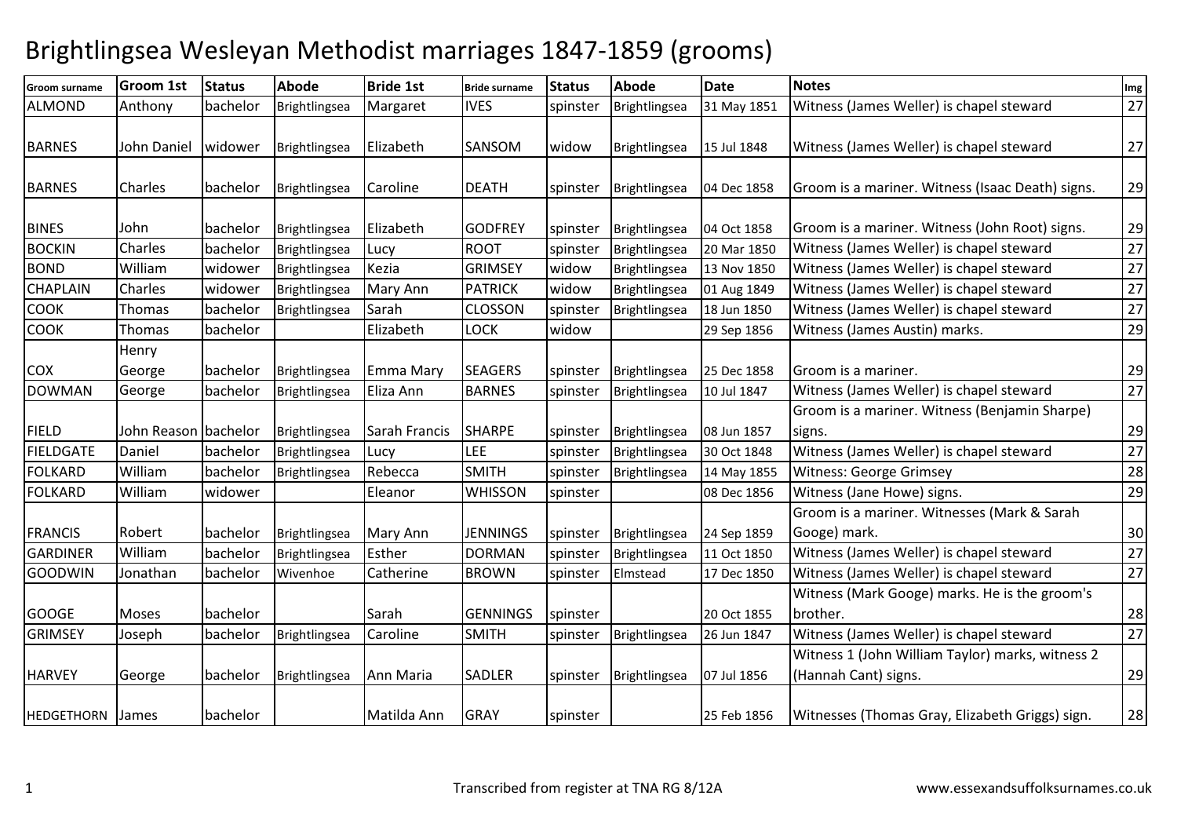# Brightlingsea Wesleyan Methodist marriages 1847-1859 (grooms)

| Groom surname | Groom 1st | Status | Abode | Bride 1st | Bride surname | Status | Abode | Date | Notes | Img |
|---|---|---|---|---|---|---|---|---|---|---|
| ALMOND | Anthony | bachelor | Brightlingsea | Margaret | IVES | spinster | Brightlingsea | 31 May 1851 | Witness (James Weller) is chapel steward | 27 |
| BARNES | John Daniel | widower | Brightlingsea | Elizabeth | SANSOM | widow | Brightlingsea | 15 Jul 1848 | Witness (James Weller) is chapel steward | 27 |
| BARNES | Charles | bachelor | Brightlingsea | Caroline | DEATH | spinster | Brightlingsea | 04 Dec 1858 | Groom is a mariner. Witness (Isaac Death) signs. | 29 |
| BINES | John | bachelor | Brightlingsea | Elizabeth | GODFREY | spinster | Brightlingsea | 04 Oct 1858 | Groom is a mariner. Witness (John Root) signs. | 29 |
| BOCKIN | Charles | bachelor | Brightlingsea | Lucy | ROOT | spinster | Brightlingsea | 20 Mar 1850 | Witness (James Weller) is chapel steward | 27 |
| BOND | William | widower | Brightlingsea | Kezia | GRIMSEY | widow | Brightlingsea | 13 Nov 1850 | Witness (James Weller) is chapel steward | 27 |
| CHAPLAIN | Charles | widower | Brightlingsea | Mary Ann | PATRICK | widow | Brightlingsea | 01 Aug 1849 | Witness (James Weller) is chapel steward | 27 |
| COOK | Thomas | bachelor | Brightlingsea | Sarah | CLOSSON | spinster | Brightlingsea | 18 Jun 1850 | Witness (James Weller) is chapel steward | 27 |
| COOK | Thomas | bachelor | | Elizabeth | LOCK | widow | | 29 Sep 1856 | Witness (James Austin) marks. | 29 |
| COX | Henry George | bachelor | Brightlingsea | Emma Mary | SEAGERS | spinster | Brightlingsea | 25 Dec 1858 | Groom is a mariner. | 29 |
| DOWMAN | George | bachelor | Brightlingsea | Eliza Ann | BARNES | spinster | Brightlingsea | 10 Jul 1847 | Witness (James Weller) is chapel steward | 27 |
| FIELD | John Reason | bachelor | Brightlingsea | Sarah Francis | SHARPE | spinster | Brightlingsea | 08 Jun 1857 | Groom is a mariner. Witness (Benjamin Sharpe) signs. | 29 |
| FIELDGATE | Daniel | bachelor | Brightlingsea | Lucy | LEE | spinster | Brightlingsea | 30 Oct 1848 | Witness (James Weller) is chapel steward | 27 |
| FOLKARD | William | bachelor | Brightlingsea | Rebecca | SMITH | spinster | Brightlingsea | 14 May 1855 | Witness: George Grimsey | 28 |
| FOLKARD | William | widower | | Eleanor | WHISSON | spinster | | 08 Dec 1856 | Witness (Jane Howe) signs. | 29 |
| FRANCIS | Robert | bachelor | Brightlingsea | Mary Ann | JENNINGS | spinster | Brightlingsea | 24 Sep 1859 | Groom is a mariner. Witnesses (Mark & Sarah Googe) mark. | 30 |
| GARDINER | William | bachelor | Brightlingsea | Esther | DORMAN | spinster | Brightlingsea | 11 Oct 1850 | Witness (James Weller) is chapel steward | 27 |
| GOODWIN | Jonathan | bachelor | Wivenhoe | Catherine | BROWN | spinster | Elmstead | 17 Dec 1850 | Witness (James Weller) is chapel steward | 27 |
| GOOGE | Moses | bachelor | | Sarah | GENNINGS | spinster | | 20 Oct 1855 | Witness (Mark Googe) marks. He is the groom's brother. | 28 |
| GRIMSEY | Joseph | bachelor | Brightlingsea | Caroline | SMITH | spinster | Brightlingsea | 26 Jun 1847 | Witness (James Weller) is chapel steward | 27 |
| HARVEY | George | bachelor | Brightlingsea | Ann Maria | SADLER | spinster | Brightlingsea | 07 Jul 1856 | Witness 1 (John William Taylor) marks, witness 2 (Hannah Cant) signs. | 29 |
| HEDGETHORN | James | bachelor | | Matilda Ann | GRAY | spinster | | 25 Feb 1856 | Witnesses (Thomas Gray, Elizabeth Griggs) sign. | 28 |

Transcribed from register at TNA RG 8/12A

www.essexandsuffolksurnames.co.uk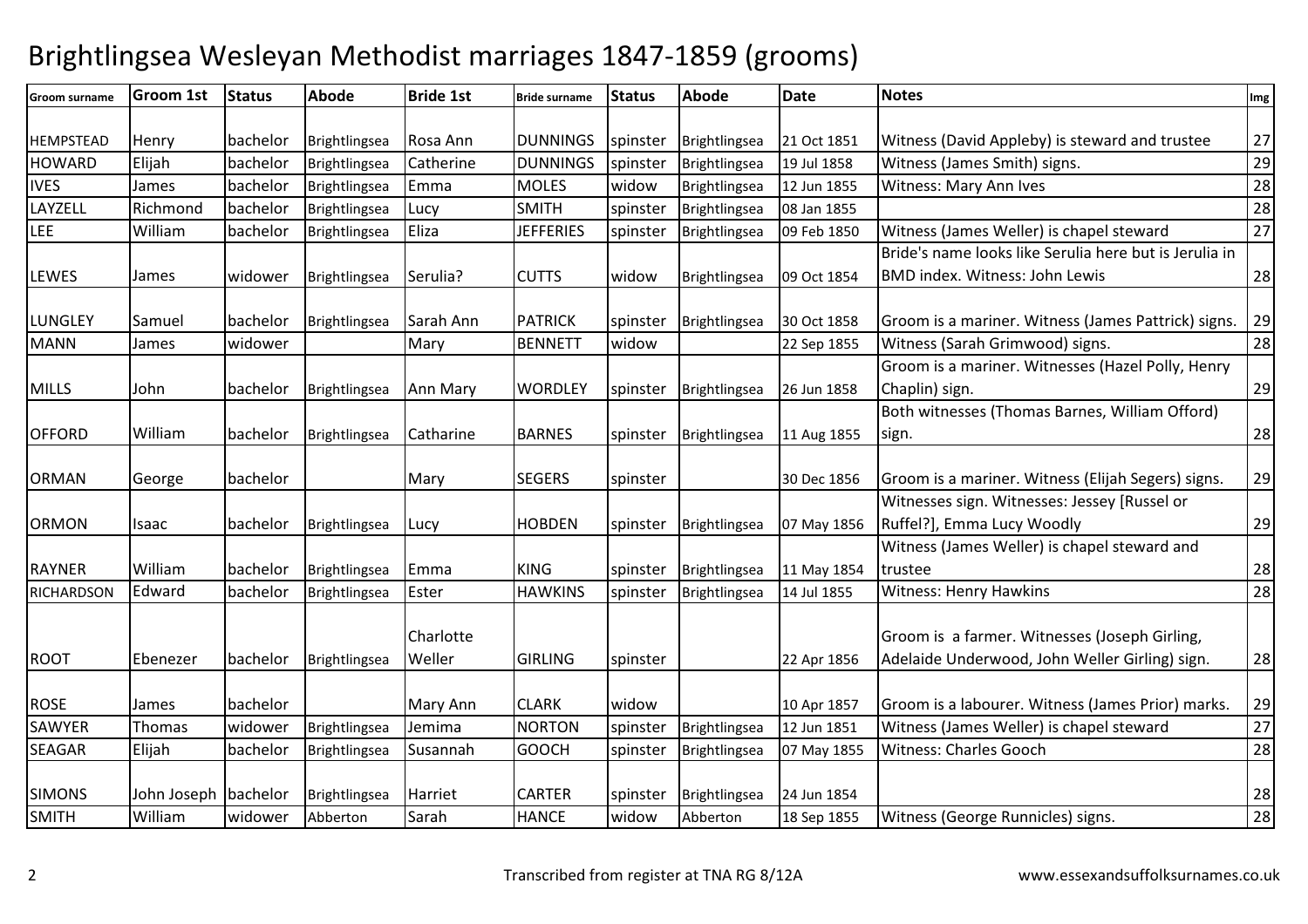# Brightlingsea Wesleyan Methodist marriages 1847-1859 (grooms)

| Groom surname | Groom 1st | Status | Abode | Bride 1st | Bride surname | Status | Abode | Date | Notes | Img |
|---|---|---|---|---|---|---|---|---|---|---|
| HEMPSTEAD | Henry | bachelor | Brightlingsea | Rosa Ann | DUNNINGS | spinster | Brightlingsea | 21 Oct 1851 | Witness (David Appleby) is steward and trustee | 27 |
| HOWARD | Elijah | bachelor | Brightlingsea | Catherine | DUNNINGS | spinster | Brightlingsea | 19 Jul 1858 | Witness (James Smith) signs. | 29 |
| IVES | James | bachelor | Brightlingsea | Emma | MOLES | widow | Brightlingsea | 12 Jun 1855 | Witness: Mary Ann Ives | 28 |
| LAYZELL | Richmond | bachelor | Brightlingsea | Lucy | SMITH | spinster | Brightlingsea | 08 Jan 1855 | | 28 |
| LEE | William | bachelor | Brightlingsea | Eliza | JEFFERIES | spinster | Brightlingsea | 09 Feb 1850 | Witness (James Weller) is chapel steward | 27 |
| LEWES | James | widower | Brightlingsea | Serulia? | CUTTS | widow | Brightlingsea | 09 Oct 1854 | Bride's name looks like Serulia here but is Jerulia in BMD index. Witness: John Lewis | 28 |
| LUNGLEY | Samuel | bachelor | Brightlingsea | Sarah Ann | PATRICK | spinster | Brightlingsea | 30 Oct 1858 | Groom is a mariner. Witness (James Pattrick) signs. | 29 |
| MANN | James | widower | | Mary | BENNETT | widow | | 22 Sep 1855 | Witness (Sarah Grimwood) signs. | 28 |
| MILLS | John | bachelor | Brightlingsea | Ann Mary | WORDLEY | spinster | Brightlingsea | 26 Jun 1858 | Groom is a mariner. Witnesses (Hazel Polly, Henry Chaplin) sign. | 29 |
| OFFORD | William | bachelor | Brightlingsea | Catharine | BARNES | spinster | Brightlingsea | 11 Aug 1855 | Both witnesses (Thomas Barnes, William Offord) sign. | 28 |
| ORMAN | George | bachelor | | Mary | SEGERS | spinster | | 30 Dec 1856 | Groom is a mariner. Witness (Elijah Segers) signs. | 29 |
| ORMON | Isaac | bachelor | Brightlingsea | Lucy | HOBDEN | spinster | Brightlingsea | 07 May 1856 | Witnesses sign. Witnesses: Jessey [Russel or Ruffel?], Emma Lucy Woodly | 29 |
| RAYNER | William | bachelor | Brightlingsea | Emma | KING | spinster | Brightlingsea | 11 May 1854 | Witness (James Weller) is chapel steward and trustee | 28 |
| RICHARDSON | Edward | bachelor | Brightlingsea | Ester | HAWKINS | spinster | Brightlingsea | 14 Jul 1855 | Witness: Henry Hawkins | 28 |
| ROOT | Ebenezer | bachelor | Brightlingsea | Charlotte Weller | GIRLING | spinster | | 22 Apr 1856 | Groom is a farmer. Witnesses (Joseph Girling, Adelaide Underwood, John Weller Girling) sign. | 28 |
| ROSE | James | bachelor | | Mary Ann | CLARK | widow | | 10 Apr 1857 | Groom is a labourer. Witness (James Prior) marks. | 29 |
| SAWYER | Thomas | widower | Brightlingsea | Jemima | NORTON | spinster | Brightlingsea | 12 Jun 1851 | Witness (James Weller) is chapel steward | 27 |
| SEAGAR | Elijah | bachelor | Brightlingsea | Susannah | GOOCH | spinster | Brightlingsea | 07 May 1855 | Witness: Charles Gooch | 28 |
| SIMONS | John Joseph | bachelor | Brightlingsea | Harriet | CARTER | spinster | Brightlingsea | 24 Jun 1854 | | 28 |
| SMITH | William | widower | Abberton | Sarah | HANCE | widow | Abberton | 18 Sep 1855 | Witness (George Runnicles) signs. | 28 |

Transcribed from register at TNA RG 8/12A

www.essexandsuffolksurnames.co.uk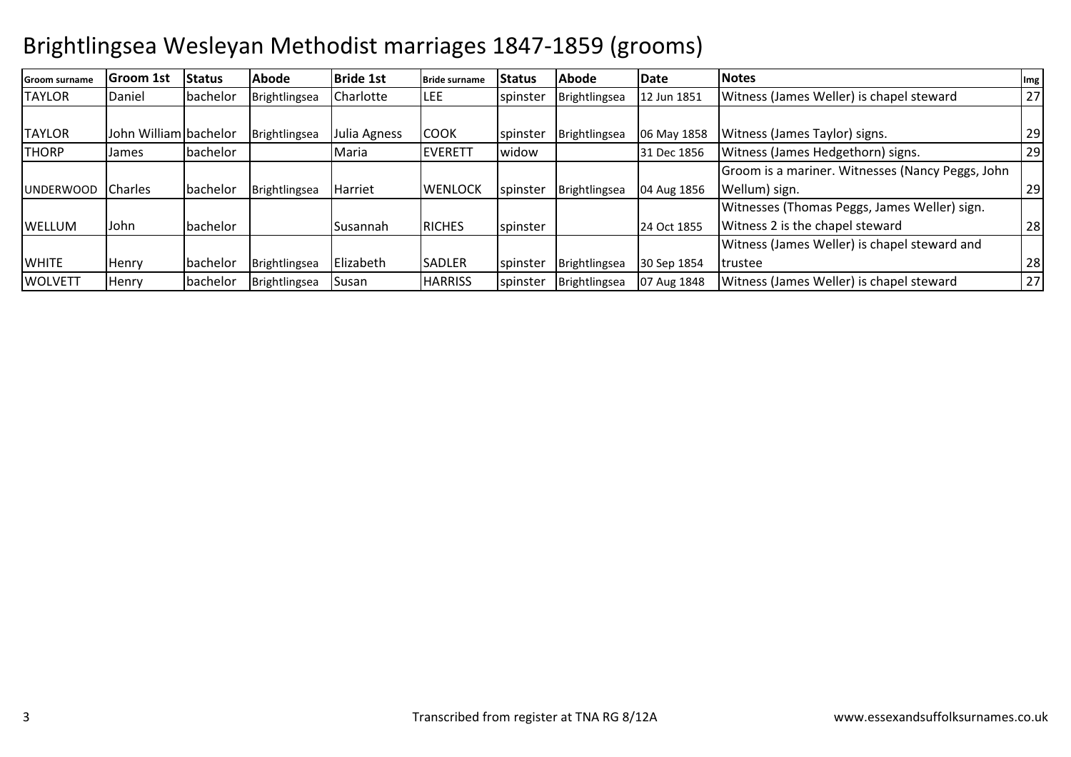# Brightlingsea Wesleyan Methodist marriages 1847-1859 (grooms)

| Groom surname | Groom 1st | Status | Abode | Bride 1st | Bride surname | Status | Abode | Date | Notes | Img |
|---|---|---|---|---|---|---|---|---|---|---|
| TAYLOR | Daniel | bachelor | Brightlingsea | Charlotte | LEE | spinster | Brightlingsea | 12 Jun 1851 | Witness (James Weller) is chapel steward | 27 |
| TAYLOR | John William | bachelor | Brightlingsea | Julia Agness | COOK | spinster | Brightlingsea | 06 May 1858 | Witness (James Taylor) signs. | 29 |
| THORP | James | bachelor | | Maria | EVERETT | widow | | 31 Dec 1856 | Witness (James Hedgethorn) signs. | 29 |
| UNDERWOOD | Charles | bachelor | Brightlingsea | Harriet | WENLOCK | spinster | Brightlingsea | 04 Aug 1856 | Groom is a mariner. Witnesses (Nancy Peggs, John Wellum) sign. | 29 |
| WELLUM | John | bachelor | | Susannah | RICHES | spinster | | 24 Oct 1855 | Witnesses (Thomas Peggs, James Weller) sign. Witness 2 is the chapel steward | 28 |
| WHITE | Henry | bachelor | Brightlingsea | Elizabeth | SADLER | spinster | Brightlingsea | 30 Sep 1854 | Witness (James Weller) is chapel steward and trustee | 28 |
| WOLVETT | Henry | bachelor | Brightlingsea | Susan | HARRISS | spinster | Brightlingsea | 07 Aug 1848 | Witness (James Weller) is chapel steward | 27 |

Transcribed from register at TNA RG 8/12A

www.essexandsuffolksurnames.co.uk